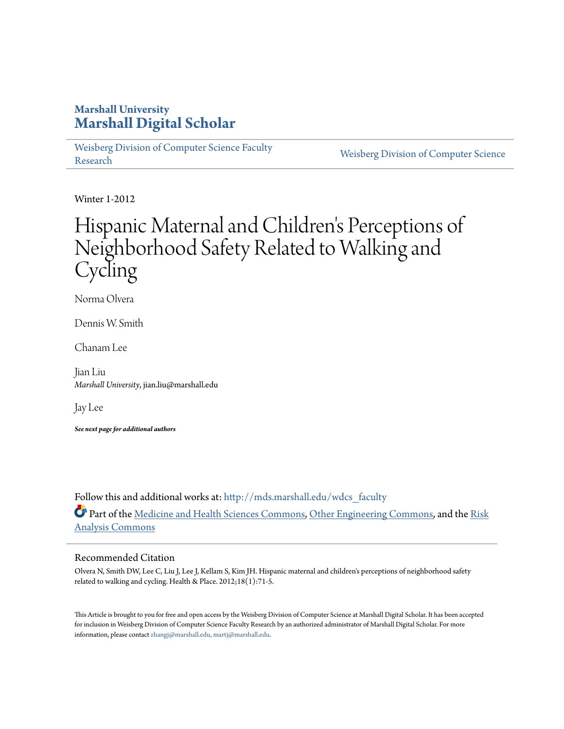# Marshall University
# Marshall Digital Scholar

Weisberg Division of Computer Science Faculty Research

Weisberg Division of Computer Science

Winter 1-2012

# Hispanic Maternal and Children's Perceptions of Neighborhood Safety Related to Walking and Cycling

Norma Olvera

Dennis W. Smith

Chanam Lee

Jian Liu
*Marshall University*, jian.liu@marshall.edu

Jay Lee

***See next page for additional authors***

Follow this and additional works at: http://mds.marshall.edu/wdcs_faculty

Part of the Medicine and Health Sciences Commons, Other Engineering Commons, and the Risk Analysis Commons

## Recommended Citation

Olvera N, Smith DW, Lee C, Liu J, Lee J, Kellam S, Kim JH. Hispanic maternal and children's perceptions of neighborhood safety related to walking and cycling. Health & Place. 2012;18(1):71-5.

This Article is brought to you for free and open access by the Weisberg Division of Computer Science at Marshall Digital Scholar. It has been accepted for inclusion in Weisberg Division of Computer Science Faculty Research by an authorized administrator of Marshall Digital Scholar. For more information, please contact zhangj@marshall.edu, martj@marshall.edu.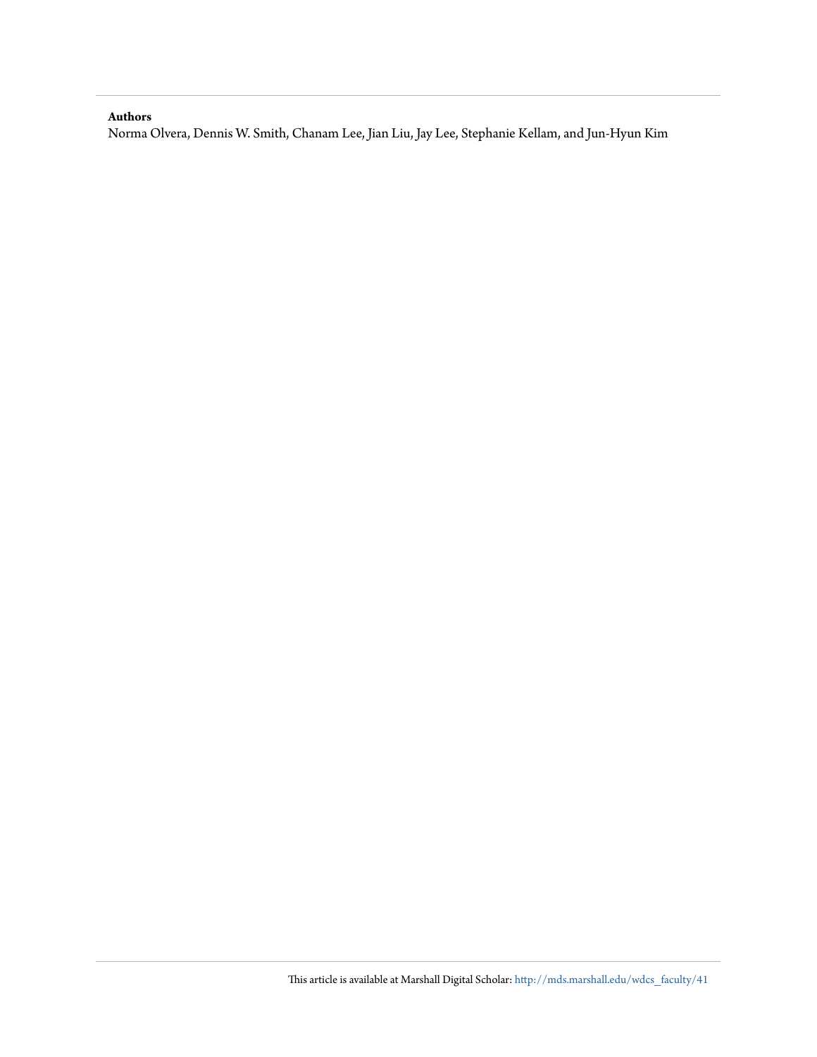**Authors**

Norma Olvera, Dennis W. Smith, Chanam Lee, Jian Liu, Jay Lee, Stephanie Kellam, and Jun-Hyun Kim

This article is available at Marshall Digital Scholar: http://mds.marshall.edu/wdcs_faculty/41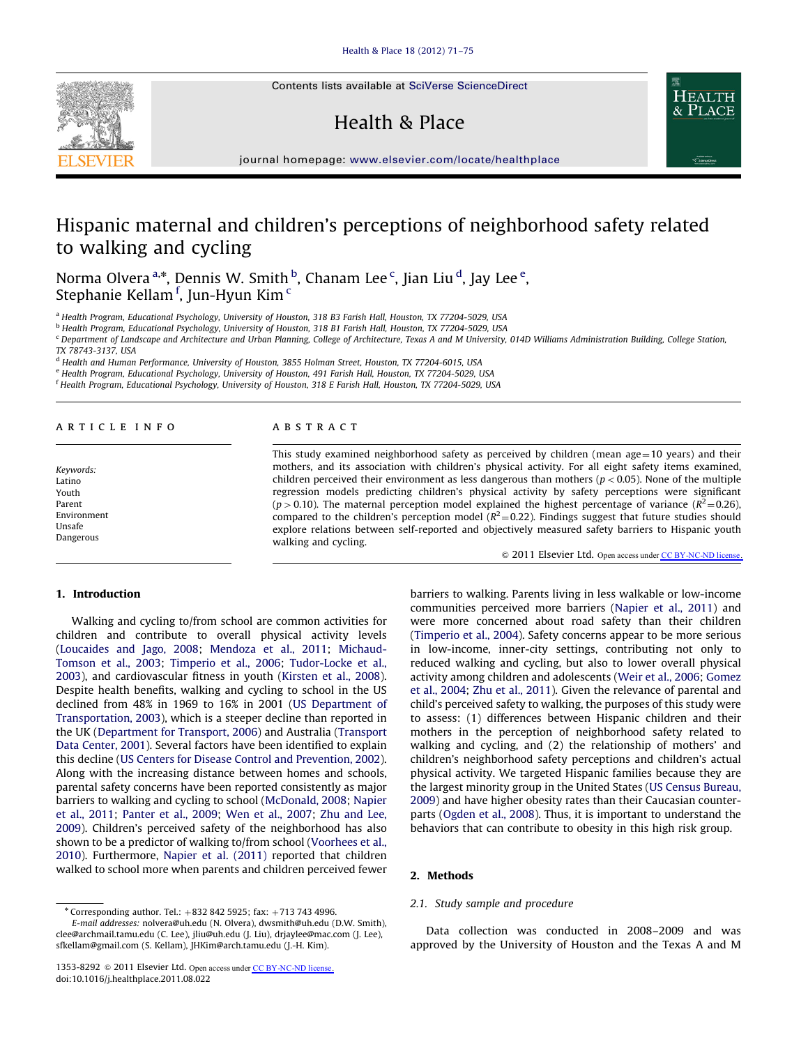# Hispanic maternal and children's perceptions of neighborhood safety related to walking and cycling

Norma Olvera [a,*], Dennis W. Smith [b], Chanam Lee [c], Jian Liu [d], Jay Lee [e], Stephanie Kellam [f], Jun-Hyun Kim [c]

[a] Health Program, Educational Psychology, University of Houston, 318 B3 Farish Hall, Houston, TX 77204-5029, USA
[b] Health Program, Educational Psychology, University of Houston, 318 B1 Farish Hall, Houston, TX 77204-5029, USA
[c] Department of Landscape and Architecture and Urban Planning, College of Architecture, Texas A and M University, 014D Williams Administration Building, College Station, TX 78743-3137, USA
[d] Health and Human Performance, University of Houston, 3855 Holman Street, Houston, TX 77204-6015, USA
[e] Health Program, Educational Psychology, University of Houston, 491 Farish Hall, Houston, TX 77204-5029, USA
[f] Health Program, Educational Psychology, University of Houston, 318 E Farish Hall, Houston, TX 77204-5029, USA

## ARTICLE INFO

*Keywords:*
Latino
Youth
Parent
Environment
Unsafe
Dangerous

## ABSTRACT

This study examined neighborhood safety as perceived by children (mean age = 10 years) and their mothers, and its association with children's physical activity. For all eight safety items examined, children perceived their environment as less dangerous than mothers ($p < 0.05$). None of the multiple regression models predicting children's physical activity by safety perceptions were significant ($p > 0.10$). The maternal perception model explained the highest percentage of variance ($R^2 = 0.26$), compared to the children's perception model ($R^2 = 0.22$). Findings suggest that future studies should explore relations between self-reported and objectively measured safety barriers to Hispanic youth walking and cycling.

© 2011 Elsevier Ltd. Open access under CC BY-NC-ND license.

## 1. Introduction

Walking and cycling to/from school are common activities for children and contribute to overall physical activity levels (Loucaides and Jago, 2008; Mendoza et al., 2011; Michaud-Tomson et al., 2003; Timperio et al., 2006; Tudor-Locke et al., 2003), and cardiovascular fitness in youth (Kirsten et al., 2008). Despite health benefits, walking and cycling to school in the US declined from 48% in 1969 to 16% in 2001 (US Department of Transportation, 2003), which is a steeper decline than reported in the UK (Department for Transport, 2006) and Australia (Transport Data Center, 2001). Several factors have been identified to explain this decline (US Centers for Disease Control and Prevention, 2002). Along with the increasing distance between homes and schools, parental safety concerns have been reported consistently as major barriers to walking and cycling to school (McDonald, 2008; Napier et al., 2011; Panter et al., 2009; Wen et al., 2007; Zhu and Lee, 2009). Children's perceived safety of the neighborhood has also shown to be a predictor of walking to/from school (Voorhees et al., 2010). Furthermore, Napier et al. (2011) reported that children walked to school more when parents and children perceived fewer barriers to walking. Parents living in less walkable or low-income communities perceived more barriers (Napier et al., 2011) and were more concerned about road safety than their children (Timperio et al., 2004). Safety concerns appear to be more serious in low-income, inner-city settings, contributing not only to reduced walking and cycling, but also to lower overall physical activity among children and adolescents (Weir et al., 2006; Gomez et al., 2004; Zhu et al., 2011). Given the relevance of parental and child's perceived safety to walking, the purposes of this study were to assess: (1) differences between Hispanic children and their mothers in the perception of neighborhood safety related to walking and cycling, and (2) the relationship of mothers' and children's neighborhood safety perceptions and children's actual physical activity. We targeted Hispanic families because they are the largest minority group in the United States (US Census Bureau, 2009) and have higher obesity rates than their Caucasian counterparts (Ogden et al., 2008). Thus, it is important to understand the behaviors that can contribute to obesity in this high risk group.

## 2. Methods

### 2.1. Study sample and procedure

Data collection was conducted in 2008–2009 and was approved by the University of Houston and the Texas A and M

---

* Corresponding author. Tel.: +832 842 5925; fax: +713 743 4996.
*E-mail addresses:* nolvera@uh.edu (N. Olvera), dwsmith@uh.edu (D.W. Smith), clee@archmail.tamu.edu (C. Lee), jliu@uh.edu (J. Liu), drjaylee@mac.com (J. Lee), sfkellam@gmail.com (S. Kellam), JHKim@arch.tamu.edu (J.-H. Kim).

1353-8292 © 2011 Elsevier Ltd. Open access under CC BY-NC-ND license.
doi:10.1016/j.healthplace.2011.08.022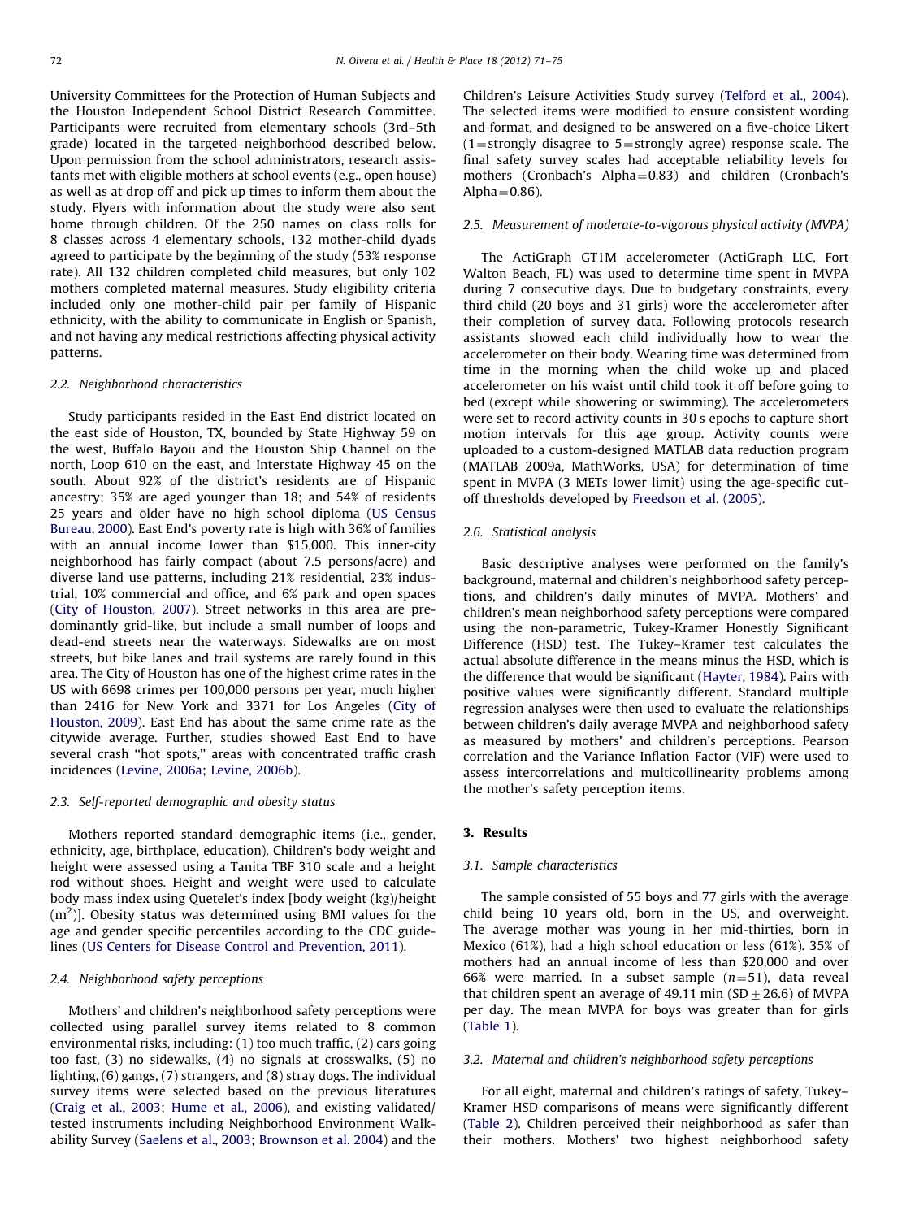University Committees for the Protection of Human Subjects and the Houston Independent School District Research Committee. Participants were recruited from elementary schools (3rd–5th grade) located in the targeted neighborhood described below. Upon permission from the school administrators, research assistants met with eligible mothers at school events (e.g., open house) as well as at drop off and pick up times to inform them about the study. Flyers with information about the study were also sent home through children. Of the 250 names on class rolls for 8 classes across 4 elementary schools, 132 mother-child dyads agreed to participate by the beginning of the study (53% response rate). All 132 children completed child measures, but only 102 mothers completed maternal measures. Study eligibility criteria included only one mother-child pair per family of Hispanic ethnicity, with the ability to communicate in English or Spanish, and not having any medical restrictions affecting physical activity patterns.

### 2.2. Neighborhood characteristics

Study participants resided in the East End district located on the east side of Houston, TX, bounded by State Highway 59 on the west, Buffalo Bayou and the Houston Ship Channel on the north, Loop 610 on the east, and Interstate Highway 45 on the south. About 92% of the district's residents are of Hispanic ancestry; 35% are aged younger than 18; and 54% of residents 25 years and older have no high school diploma (US Census Bureau, 2000). East End's poverty rate is high with 36% of families with an annual income lower than $15,000. This inner-city neighborhood has fairly compact (about 7.5 persons/acre) and diverse land use patterns, including 21% residential, 23% industrial, 10% commercial and office, and 6% park and open spaces (City of Houston, 2007). Street networks in this area are predominantly grid-like, but include a small number of loops and dead-end streets near the waterways. Sidewalks are on most streets, but bike lanes and trail systems are rarely found in this area. The City of Houston has one of the highest crime rates in the US with 6698 crimes per 100,000 persons per year, much higher than 2416 for New York and 3371 for Los Angeles (City of Houston, 2009). East End has about the same crime rate as the citywide average. Further, studies showed East End to have several crash "hot spots," areas with concentrated traffic crash incidences (Levine, 2006a; Levine, 2006b).

### 2.3. Self-reported demographic and obesity status

Mothers reported standard demographic items (i.e., gender, ethnicity, age, birthplace, education). Children's body weight and height were assessed using a Tanita TBF 310 scale and a height rod without shoes. Height and weight were used to calculate body mass index using Quetelet's index [body weight (kg)/height ($m^2$)]. Obesity status was determined using BMI values for the age and gender specific percentiles according to the CDC guidelines (US Centers for Disease Control and Prevention, 2011).

### 2.4. Neighborhood safety perceptions

Mothers' and children's neighborhood safety perceptions were collected using parallel survey items related to 8 common environmental risks, including: (1) too much traffic, (2) cars going too fast, (3) no sidewalks, (4) no signals at crosswalks, (5) no lighting, (6) gangs, (7) strangers, and (8) stray dogs. The individual survey items were selected based on the previous literatures (Craig et al., 2003; Hume et al., 2006), and existing validated/tested instruments including Neighborhood Environment Walkability Survey (Saelens et al., 2003; Brownson et al. 2004) and the Children's Leisure Activities Study survey (Telford et al., 2004). The selected items were modified to ensure consistent wording and format, and designed to be answered on a five-choice Likert (1 = strongly disagree to 5 = strongly agree) response scale. The final safety survey scales had acceptable reliability levels for mothers (Cronbach's Alpha = 0.83) and children (Cronbach's Alpha = 0.86).

### 2.5. Measurement of moderate-to-vigorous physical activity (MVPA)

The ActiGraph GT1M accelerometer (ActiGraph LLC, Fort Walton Beach, FL) was used to determine time spent in MVPA during 7 consecutive days. Due to budgetary constraints, every third child (20 boys and 31 girls) wore the accelerometer after their completion of survey data. Following protocols research assistants showed each child individually how to wear the accelerometer on their body. Wearing time was determined from time in the morning when the child woke up and placed accelerometer on his waist until child took it off before going to bed (except while showering or swimming). The accelerometers were set to record activity counts in 30 s epochs to capture short motion intervals for this age group. Activity counts were uploaded to a custom-designed MATLAB data reduction program (MATLAB 2009a, MathWorks, USA) for determination of time spent in MVPA (3 METs lower limit) using the age-specific cut-off thresholds developed by Freedson et al. (2005).

### 2.6. Statistical analysis

Basic descriptive analyses were performed on the family's background, maternal and children's neighborhood safety perceptions, and children's daily minutes of MVPA. Mothers' and children's mean neighborhood safety perceptions were compared using the non-parametric, Tukey-Kramer Honestly Significant Difference (HSD) test. The Tukey–Kramer test calculates the actual absolute difference in the means minus the HSD, which is the difference that would be significant (Hayter, 1984). Pairs with positive values were significantly different. Standard multiple regression analyses were then used to evaluate the relationships between children's daily average MVPA and neighborhood safety as measured by mothers' and children's perceptions. Pearson correlation and the Variance Inflation Factor (VIF) were used to assess intercorrelations and multicollinearity problems among the mother's safety perception items.

## 3. Results

### 3.1. Sample characteristics

The sample consisted of 55 boys and 77 girls with the average child being 10 years old, born in the US, and overweight. The average mother was young in her mid-thirties, born in Mexico (61%), had a high school education or less (61%). 35% of mothers had an annual income of less than $20,000 and over 66% were married. In a subset sample ($n = 51$), data reveal that children spent an average of 49.11 min (SD ± 26.6) of MVPA per day. The mean MVPA for boys was greater than for girls (Table 1).

### 3.2. Maternal and children's neighborhood safety perceptions

For all eight, maternal and children's ratings of safety, Tukey–Kramer HSD comparisons of means were significantly different (Table 2). Children perceived their neighborhood as safer than their mothers. Mothers' two highest neighborhood safety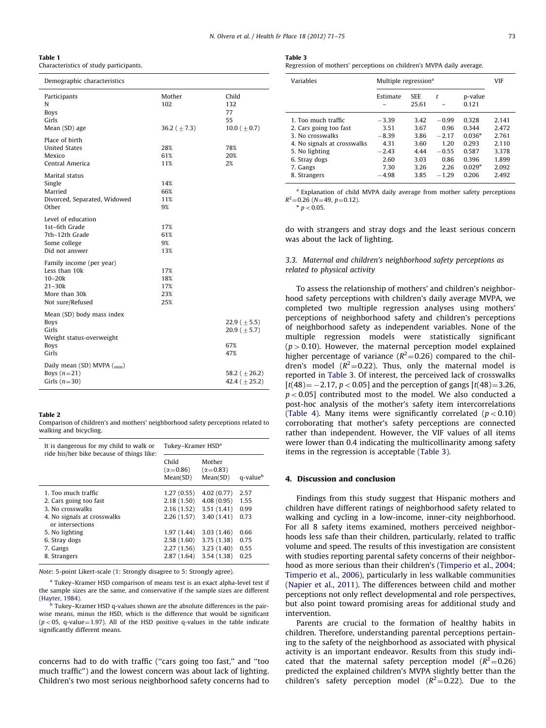**Table 1**
Characteristics of study participants.

| Demographic characteristics | | |
|---|---|---|
| Participants | Mother | Child |
| N | 102 | 132 |
| Boys | | 77 |
| Girls | | 55 |
| Mean (SD) age | 36.2 (±7.3) | 10.0 (±0.7) |
| Place of birth | | |
| United States | 28% | 78% |
| Mexico | 61% | 20% |
| Central America | 11% | 2% |
| Marital status | | |
| Single | 14% | |
| Married | 66% | |
| Divorced, Separated, Widowed | 11% | |
| Other | 9% | |
| Level of education | | |
| 1st–6th Grade | 17% | |
| 7th–12th Grade | 61% | |
| Some college | 9% | |
| Did not answer | 13% | |
| Family income (per year) | | |
| Less than 10k | 17% | |
| 10–20k | 18% | |
| 21–30k | 17% | |
| More than 30k | 23% | |
| Not sure/Refused | 25% | |
| Mean (SD) body mass index | | |
| Boys | | 22.9 (±5.5) |
| Girls | | 20.9 (±5.7) |
| Weight status-overweight | | |
| Boys | | 67% |
| Girls | | 47% |
| Daily mean (SD) MVPA ($_{\min}$) | | |
| Boys ($n$=21) | | 58.2 (±26.2) |
| Girls ($n$=30) | | 42.4 (±25.2) |

**Table 2**
Comparison of children's and mothers' neighborhood safety perceptions related to walking and bicycling.

| It is dangerous for my child to walk or ride his/her bike because of things like: | Tukey–Kramer HSD[a] | | |
|---|---|---|---|
| | Child ($\alpha$=0.86) Mean(SD) | Mother ($\alpha$=0.83) Mean(SD) | q-value[b] |
| 1. Too much traffic | 1.27 (0.55) | 4.02 (0.77) | 2.57 |
| 2. Cars going too fast | 2.18 (1.50) | 4.08 (0.95) | 1.55 |
| 3. No crosswalks | 2.16 (1.52) | 3.51 (1.41) | 0.99 |
| 4. No signals at crosswalks or intersections | 2.26 (1.57) | 3.40 (1.41) | 0.73 |
| 5. No lighting | 1.97 (1.44) | 3.03 (1.46) | 0.66 |
| 6. Stray dogs | 2.58 (1.60) | 3.75 (1.38) | 0.75 |
| 7. Gangs | 2.27 (1.56) | 3.23 (1.40) | 0.55 |
| 8. Strangers | 2.87 (1.64) | 3.54 (1.38) | 0.25 |

*Note*: 5-point Likert-scale (1: Strongly disagree to 5: Strongly agree).

[a] Tukey–Kramer HSD comparison of means test is an exact alpha-level test if the sample sizes are the same, and conservative if the sample sizes are different (Hayter, 1984).

[b] Tukey–Kramer HSD q-values shown are the absolute differences in the pairwise means, minus the HSD, which is the difference that would be significant ($p$ < 05, q-value = 1.97). All of the HSD positive q-values in the table indicate significantly different means.

concerns had to do with traffic ("cars going too fast," and "too much traffic") and the lowest concern was about lack of lighting. Children's two most serious neighborhood safety concerns had to do with strangers and stray dogs and the least serious concern was about the lack of lighting.

**Table 3**
Regression of mothers' perceptions on children's MVPA daily average.

| Variables | Multiple regression[a] | | | | VIF |
|---|---|---|---|---|---|
| | Estimate – | SEE 25.61 | $t$ – | p-value 0.121 | |
| 1. Too much traffic | −3.39 | 3.42 | −0.99 | 0.328 | 2.141 |
| 2. Cars going too fast | 3.51 | 3.67 | 0.96 | 0.344 | 2.472 |
| 3. No crosswalks | −8.39 | 3.86 | −2.17 | 0.036* | 2.761 |
| 4. No signals at crosswalks | 4.31 | 3.60 | 1.20 | 0.293 | 2.110 |
| 5. No lighting | −2.43 | 4.44 | −0.55 | 0.587 | 3.378 |
| 6. Stray dogs | 2.60 | 3.03 | 0.86 | 0.396 | 1.899 |
| 7. Gangs | 7.30 | 3.26 | 2.26 | 0.029* | 2.092 |
| 8. Strangers | −4.98 | 3.85 | −1.29 | 0.206 | 2.492 |

[a] Explanation of child MVPA daily average from mother safety perceptions $R^2$=0.26 ($N$=49, $p$=0.12).

* $p < 0.05$.

### 3.3. Maternal and children's neighborhood safety perceptions as related to physical activity

To assess the relationship of mothers' and children's neighborhood safety perceptions with children's daily average MVPA, we completed two multiple regression analyses using mothers' perceptions of neighborhood safety and children's perceptions of neighborhood safety as independent variables. None of the multiple regression models were statistically significant ($p > 0.10$). However, the maternal perception model explained higher percentage of variance ($R^2$=0.26) compared to the children's model ($R^2$=0.22). Thus, only the maternal model is reported in Table 3. Of interest, the perceived lack of crosswalks [$t(48) = -2.17$, $p < 0.05$] and the perception of gangs [$t(48) = 3.26$, $p < 0.05$] contributed most to the model. We also conducted a post-hoc analysis of the mother's safety item intercorrelations (Table 4). Many items were significantly correlated ($p < 0.10$) corroborating that mother's safety perceptions are connected rather than independent. However, the VIF values of all items were lower than 0.4 indicating the multicollinarity among safety items in the regression is acceptable (Table 3).

## 4. Discussion and conclusion

Findings from this study suggest that Hispanic mothers and children have different ratings of neighborhood safety related to walking and cycling in a low-income, inner-city neighborhood. For all 8 safety items examined, mothers perceived neighborhoods less safe than their children, particularly, related to traffic volume and speed. The results of this investigation are consistent with studies reporting parental safety concerns of their neighborhood as more serious than their children's (Timperio et al., 2004; Timperio et al., 2006), particularly in less walkable communities (Napier et al., 2011). The differences between child and mother perceptions not only reflect developmental and role perspectives, but also point toward promising areas for additional study and intervention.

Parents are crucial to the formation of healthy habits in children. Therefore, understanding parental perceptions pertaining to the safety of the neighborhood as associated with physical activity is an important endeavor. Results from this study indicated that the maternal safety perception model ($R^2$=0.26) predicted the explained children's MVPA slightly better than the children's safety perception model ($R^2$=0.22). Due to the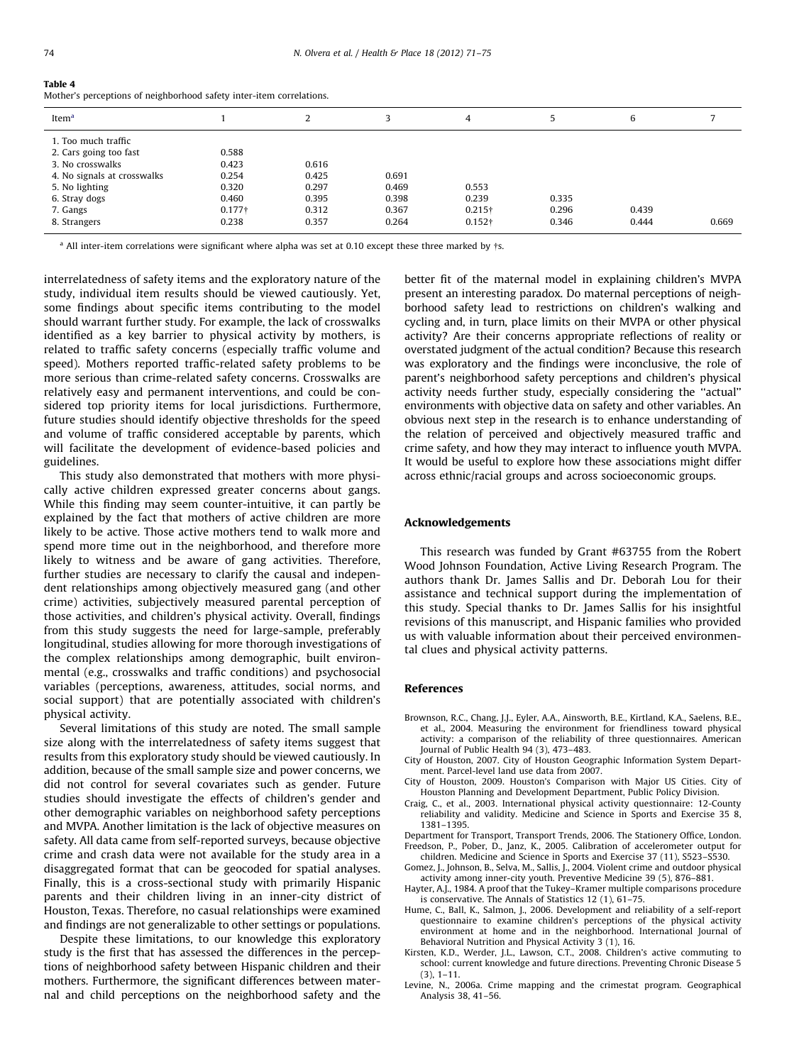**Table 4**
Mother's perceptions of neighborhood safety inter-item correlations.

| Item[a] | 1 | 2 | 3 | 4 | 5 | 6 | 7 |
|---|---|---|---|---|---|---|---|
| 1. Too much traffic | | | | | | | |
| 2. Cars going too fast | 0.588 | | | | | | |
| 3. No crosswalks | 0.423 | 0.616 | | | | | |
| 4. No signals at crosswalks | 0.254 | 0.425 | 0.691 | | | | |
| 5. No lighting | 0.320 | 0.297 | 0.469 | 0.553 | | | |
| 6. Stray dogs | 0.460 | 0.395 | 0.398 | 0.239 | 0.335 | | |
| 7. Gangs | 0.177† | 0.312 | 0.367 | 0.215† | 0.296 | 0.439 | |
| 8. Strangers | 0.238 | 0.357 | 0.264 | 0.152† | 0.346 | 0.444 | 0.669 |

[a] All inter-item correlations were significant where alpha was set at 0.10 except these three marked by †s.

interrelatedness of safety items and the exploratory nature of the study, individual item results should be viewed cautiously. Yet, some findings about specific items contributing to the model should warrant further study. For example, the lack of crosswalks identified as a key barrier to physical activity by mothers, is related to traffic safety concerns (especially traffic volume and speed). Mothers reported traffic-related safety problems to be more serious than crime-related safety concerns. Crosswalks are relatively easy and permanent interventions, and could be considered top priority items for local jurisdictions. Furthermore, future studies should identify objective thresholds for the speed and volume of traffic considered acceptable by parents, which will facilitate the development of evidence-based policies and guidelines.

This study also demonstrated that mothers with more physically active children expressed greater concerns about gangs. While this finding may seem counter-intuitive, it can partly be explained by the fact that mothers of active children are more likely to be active. Those active mothers tend to walk more and spend more time out in the neighborhood, and therefore more likely to witness and be aware of gang activities. Therefore, further studies are necessary to clarify the causal and independent relationships among objectively measured gang (and other crime) activities, subjectively measured parental perception of those activities, and children's physical activity. Overall, findings from this study suggests the need for large-sample, preferably longitudinal, studies allowing for more thorough investigations of the complex relationships among demographic, built environmental (e.g., crosswalks and traffic conditions) and psychosocial variables (perceptions, awareness, attitudes, social norms, and social support) that are potentially associated with children's physical activity.

Several limitations of this study are noted. The small sample size along with the interrelatedness of safety items suggest that results from this exploratory study should be viewed cautiously. In addition, because of the small sample size and power concerns, we did not control for several covariates such as gender. Future studies should investigate the effects of children's gender and other demographic variables on neighborhood safety perceptions and MVPA. Another limitation is the lack of objective measures on safety. All data came from self-reported surveys, because objective crime and crash data were not available for the study area in a disaggregated format that can be geocoded for spatial analyses. Finally, this is a cross-sectional study with primarily Hispanic parents and their children living in an inner-city district of Houston, Texas. Therefore, no casual relationships were examined and findings are not generalizable to other settings or populations.

Despite these limitations, to our knowledge this exploratory study is the first that has assessed the differences in the perceptions of neighborhood safety between Hispanic children and their mothers. Furthermore, the significant differences between maternal and child perceptions on the neighborhood safety and the better fit of the maternal model in explaining children's MVPA present an interesting paradox. Do maternal perceptions of neighborhood safety lead to restrictions on children's walking and cycling and, in turn, place limits on their MVPA or other physical activity? Are their concerns appropriate reflections of reality or overstated judgment of the actual condition? Because this research was exploratory and the findings were inconclusive, the role of parent's neighborhood safety perceptions and children's physical activity needs further study, especially considering the ''actual'' environments with objective data on safety and other variables. An obvious next step in the research is to enhance understanding of the relation of perceived and objectively measured traffic and crime safety, and how they may interact to influence youth MVPA. It would be useful to explore how these associations might differ across ethnic/racial groups and across socioeconomic groups.

## Acknowledgements

This research was funded by Grant #63755 from the Robert Wood Johnson Foundation, Active Living Research Program. The authors thank Dr. James Sallis and Dr. Deborah Lou for their assistance and technical support during the implementation of this study. Special thanks to Dr. James Sallis for his insightful revisions of this manuscript, and Hispanic families who provided us with valuable information about their perceived environmental clues and physical activity patterns.

## References

Brownson, R.C., Chang, J.J., Eyler, A.A., Ainsworth, B.E., Kirtland, K.A., Saelens, B.E., et al., 2004. Measuring the environment for friendliness toward physical activity: a comparison of the reliability of three questionnaires. American Journal of Public Health 94 (3), 473–483.

City of Houston, 2007. City of Houston Geographic Information System Department. Parcel-level land use data from 2007.

City of Houston, 2009. Houston's Comparison with Major US Cities. City of Houston Planning and Development Department, Public Policy Division.

Craig, C., et al., 2003. International physical activity questionnaire: 12-County reliability and validity. Medicine and Science in Sports and Exercise 35 8, 1381–1395.

Department for Transport, Transport Trends, 2006. The Stationery Office, London.

Freedson, P., Pober, D., Janz, K., 2005. Calibration of accelerometer output for children. Medicine and Science in Sports and Exercise 37 (11), S523–S530.

Gomez, J., Johnson, B., Selva, M., Sallis, J., 2004. Violent crime and outdoor physical activity among inner-city youth. Preventive Medicine 39 (5), 876–881.

Hayter, A.J., 1984. A proof that the Tukey–Kramer multiple comparisons procedure is conservative. The Annals of Statistics 12 (1), 61–75.

Hume, C., Ball, K., Salmon, J., 2006. Development and reliability of a self-report questionnaire to examine children's perceptions of the physical activity environment at home and in the neighborhood. International Journal of Behavioral Nutrition and Physical Activity 3 (1), 16.

Kirsten, K.D., Werder, J.L., Lawson, C.T., 2008. Children's active commuting to school: current knowledge and future directions. Preventing Chronic Disease 5 (3), 1–11.

Levine, N., 2006a. Crime mapping and the crimestat program. Geographical Analysis 38, 41–56.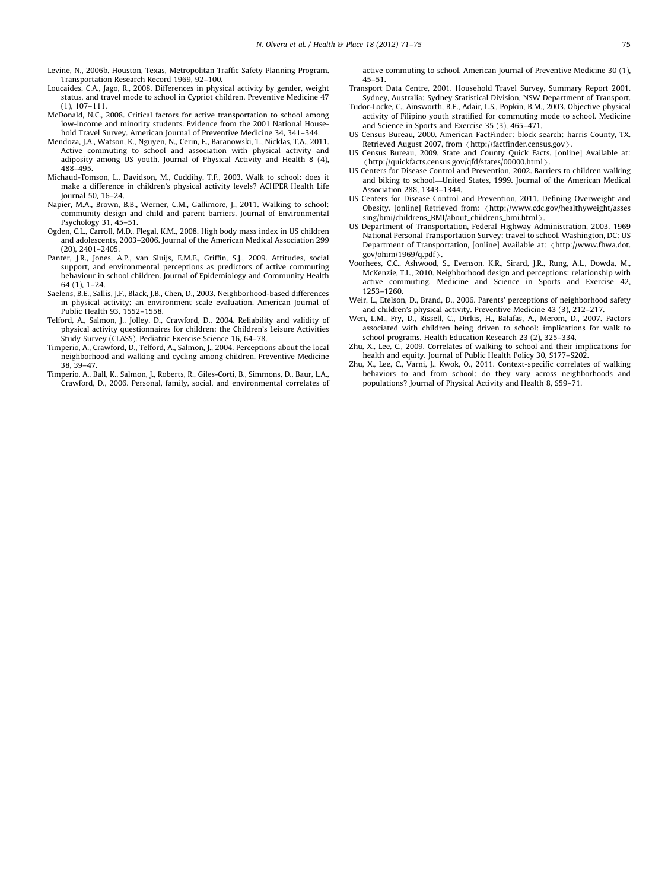Levine, N., 2006b. Houston, Texas, Metropolitan Traffic Safety Planning Program. Transportation Research Record 1969, 92–100.

Loucaides, C.A., Jago, R., 2008. Differences in physical activity by gender, weight status, and travel mode to school in Cypriot children. Preventive Medicine 47 (1), 107–111.

McDonald, N.C., 2008. Critical factors for active transportation to school among low-income and minority students. Evidence from the 2001 National Household Travel Survey. American Journal of Preventive Medicine 34, 341–344.

Mendoza, J.A., Watson, K., Nguyen, N., Cerin, E., Baranowski, T., Nicklas, T.A., 2011. Active commuting to school and association with physical activity and adiposity among US youth. Journal of Physical Activity and Health 8 (4), 488–495.

Michaud-Tomson, L., Davidson, M., Cuddihy, T.F., 2003. Walk to school: does it make a difference in children's physical activity levels? ACHPER Health Life Journal 50, 16–24.

Napier, M.A., Brown, B.B., Werner, C.M., Gallimore, J., 2011. Walking to school: community design and child and parent barriers. Journal of Environmental Psychology 31, 45–51.

Ogden, C.L., Carroll, M.D., Flegal, K.M., 2008. High body mass index in US children and adolescents, 2003–2006. Journal of the American Medical Association 299 (20), 2401–2405.

Panter, J.R., Jones, A.P., van Sluijs, E.M.F., Griffin, S.J., 2009. Attitudes, social support, and environmental perceptions as predictors of active commuting behaviour in school children. Journal of Epidemiology and Community Health 64 (1), 1–24.

Saelens, B.E., Sallis, J.F., Black, J.B., Chen, D., 2003. Neighborhood-based differences in physical activity: an environment scale evaluation. American Journal of Public Health 93, 1552–1558.

Telford, A., Salmon, J., Jolley, D., Crawford, D., 2004. Reliability and validity of physical activity questionnaires for children: the Children's Leisure Activities Study Survey (CLASS). Pediatric Exercise Science 16, 64–78.

Timperio, A., Crawford, D., Telford, A., Salmon, J., 2004. Perceptions about the local neighborhood and walking and cycling among children. Preventive Medicine 38, 39–47.

Timperio, A., Ball, K., Salmon, J., Roberts, R., Giles-Corti, B., Simmons, D., Baur, L.A., Crawford, D., 2006. Personal, family, social, and environmental correlates of active commuting to school. American Journal of Preventive Medicine 30 (1), 45–51.

Transport Data Centre, 2001. Household Travel Survey, Summary Report 2001. Sydney, Australia: Sydney Statistical Division, NSW Department of Transport.

Tudor-Locke, C., Ainsworth, B.E., Adair, L.S., Popkin, B.M., 2003. Objective physical activity of Filipino youth stratified for commuting mode to school. Medicine and Science in Sports and Exercise 35 (3), 465–471.

US Census Bureau, 2000. American FactFinder: block search: harris County, TX. Retrieved August 2007, from 〈http://factfinder.census.gov〉.

US Census Bureau, 2009. State and County Quick Facts. [online] Available at: 〈http://quickfacts.census.gov/qfd/states/00000.html〉.

US Centers for Disease Control and Prevention, 2002. Barriers to children walking and biking to school—United States, 1999. Journal of the American Medical Association 288, 1343–1344.

US Centers for Disease Control and Prevention, 2011. Defining Overweight and Obesity. [online] Retrieved from: 〈http://www.cdc.gov/healthyweight/assessing/bmi/childrens_BMI/about_childrens_bmi.html〉.

US Department of Transportation, Federal Highway Administration, 2003. 1969 National Personal Transportation Survey: travel to school. Washington, DC: US Department of Transportation, [online] Available at: 〈http://www.fhwa.dot.gov/ohim/1969/q.pdf〉.

Voorhees, C.C., Ashwood, S., Evenson, K.R., Sirard, J.R., Rung, A.L., Dowda, M., McKenzie, T.L., 2010. Neighborhood design and perceptions: relationship with active commuting. Medicine and Science in Sports and Exercise 42, 1253–1260.

Weir, L., Etelson, D., Brand, D., 2006. Parents' perceptions of neighborhood safety and children's physical activity. Preventive Medicine 43 (3), 212–217.

Wen, L.M., Fry, D., Rissell, C., Dirkis, H., Balafas, A., Merom, D., 2007. Factors associated with children being driven to school: implications for walk to school programs. Health Education Research 23 (2), 325–334.

Zhu, X., Lee, C., 2009. Correlates of walking to school and their implications for health and equity. Journal of Public Health Policy 30, S177–S202.

Zhu, X., Lee, C., Varni, J., Kwok, O., 2011. Context-specific correlates of walking behaviors to and from school: do they vary across neighborhoods and populations? Journal of Physical Activity and Health 8, S59–71.